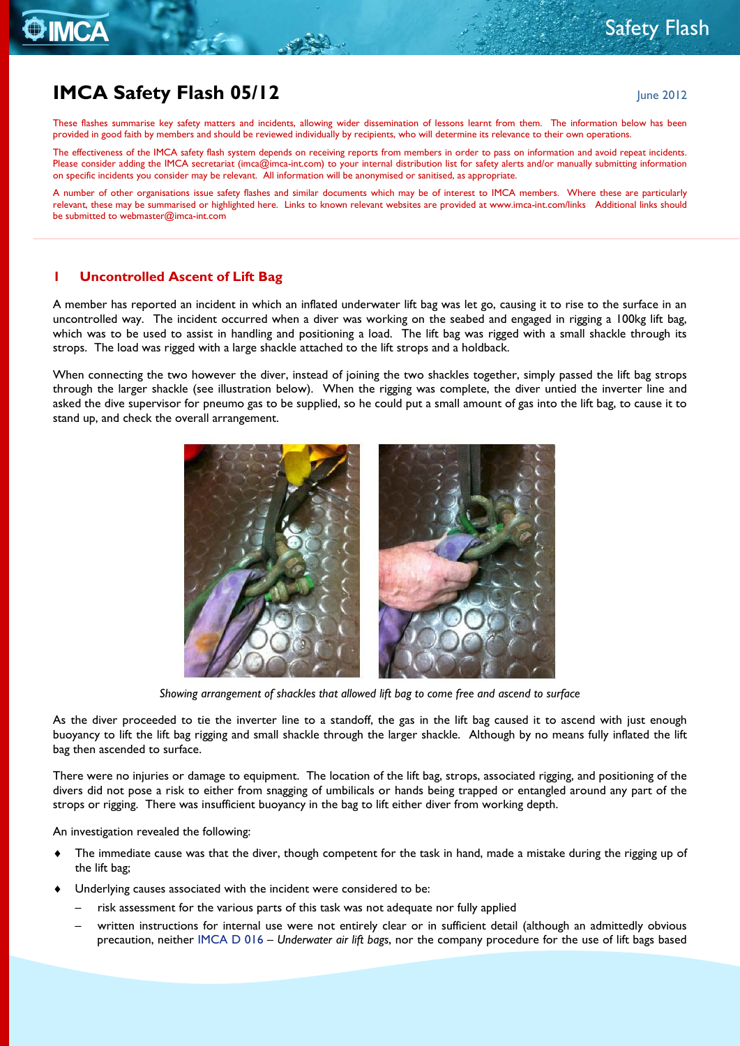# IMCA Safety Flash 05/12

June 2012

These flashes summarise key safety matters and incidents, allowing wider dissemination of lessons learnt from them. The information below has been provided in good faith by members and should be reviewed individually by recipients, who will determine its relevance to their own operations.

The effectiveness of the IMCA safety flash system depends on receiving reports from members in order to pass on information and avoid repeat incidents. Please consider adding the IMCA secretariat (imca@imca-int.com) to your internal distribution list for safety alerts and/or manually submitting information on specific incidents you consider may be relevant. All information will be anonymised or sanitised, as appropriate.

A number of other organisations issue safety flashes and similar documents which may be of interest to IMCA members. Where these are particularly relevant, these may be summarised or highlighted here. Links to known relevant websites are provided at www.imca-int.com/links Additional links should be submitted to webmaster@imca-int.com

## 1 Uncontrolled Ascent of Lift Bag

A member has reported an incident in which an inflated underwater lift bag was let go, causing it to rise to the surface in an uncontrolled way. The incident occurred when a diver was working on the seabed and engaged in rigging a 100kg lift bag, which was to be used to assist in handling and positioning a load. The lift bag was rigged with a small shackle through its strops. The load was rigged with a large shackle attached to the lift strops and a holdback.

When connecting the two however the diver, instead of joining the two shackles together, simply passed the lift bag strops through the larger shackle (see illustration below). When the rigging was complete, the diver untied the inverter line and asked the dive supervisor for pneumo gas to be supplied, so he could put a small amount of gas into the lift bag, to cause it to stand up, and check the overall arrangement.

*Showing arrangement of shackles that allowed lift bag to come free and ascend to surface*

As the diver proceeded to tie the inverter line to a standoff, the gas in the lift bag caused it to ascend with just enough buoyancy to lift the lift bag rigging and small shackle through the larger shackle. Although by no means fully inflated the lift bag then ascended to surface.

There were no injuries or damage to equipment. The location of the lift bag, strops, associated rigging, and positioning of the divers did not pose a risk to either from snagging of umbilicals or hands being trapped or entangled around any part of the strops or rigging. There was insufficient buoyancy in the bag to lift either diver from working depth.

An investigation revealed the following:

- The immediate cause was that the diver, though competent for the task in hand, made a mistake during the rigging up of the lift bag;
- Underlying causes associated with the incident were considered to be:
  - risk assessment for the various parts of this task was not adequate nor fully applied
  - written instructions for internal use were not entirely clear or in sufficient detail (although an admittedly obvious precaution, neither IMCA D 016 – *Underwater air lift bags*, nor the company procedure for the use of lift bags based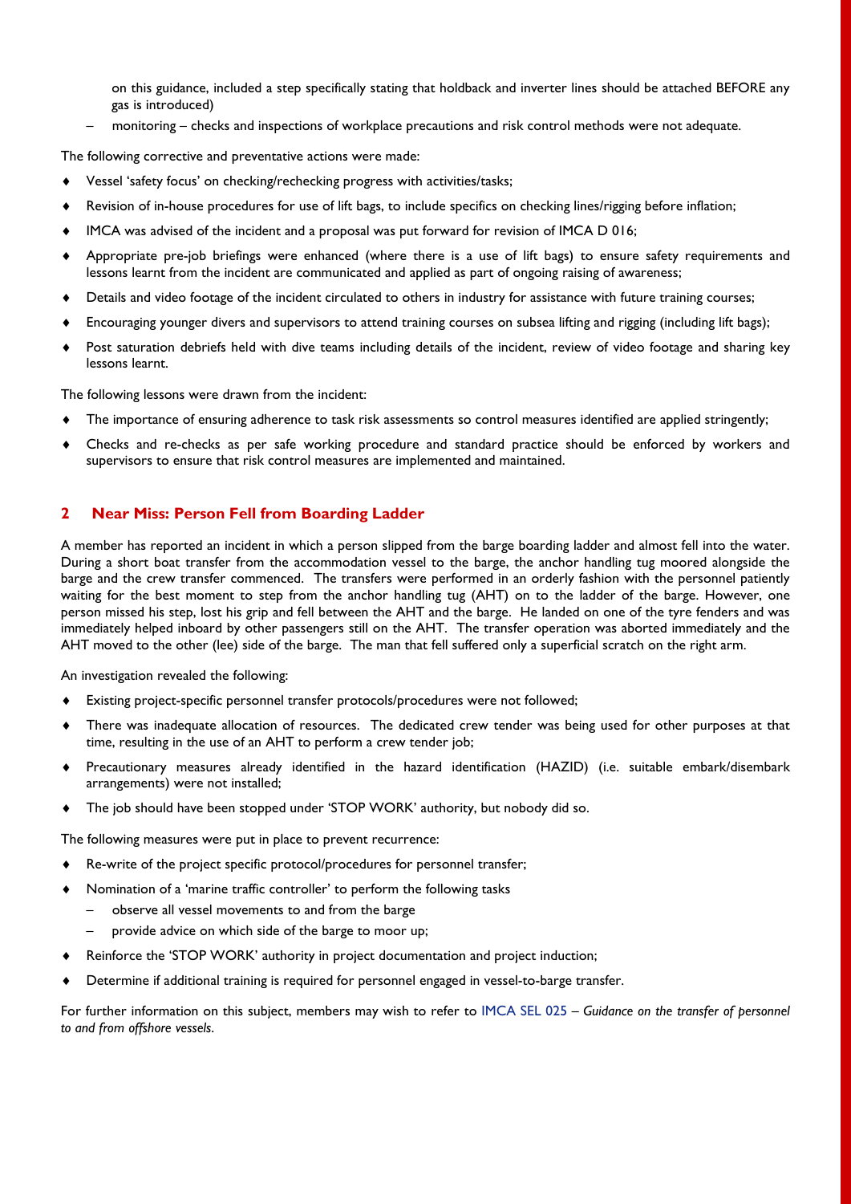on this guidance, included a step specifically stating that holdback and inverter lines should be attached BEFORE any gas is introduced)

- monitoring – checks and inspections of workplace precautions and risk control methods were not adequate.

The following corrective and preventative actions were made:

- Vessel 'safety focus' on checking/rechecking progress with activities/tasks;
- Revision of in-house procedures for use of lift bags, to include specifics on checking lines/rigging before inflation;
- IMCA was advised of the incident and a proposal was put forward for revision of IMCA D 016;
- Appropriate pre-job briefings were enhanced (where there is a use of lift bags) to ensure safety requirements and lessons learnt from the incident are communicated and applied as part of ongoing raising of awareness;
- Details and video footage of the incident circulated to others in industry for assistance with future training courses;
- Encouraging younger divers and supervisors to attend training courses on subsea lifting and rigging (including lift bags);
- Post saturation debriefs held with dive teams including details of the incident, review of video footage and sharing key lessons learnt.

The following lessons were drawn from the incident:

- The importance of ensuring adherence to task risk assessments so control measures identified are applied stringently;
- Checks and re-checks as per safe working procedure and standard practice should be enforced by workers and supervisors to ensure that risk control measures are implemented and maintained.

## 2 Near Miss: Person Fell from Boarding Ladder

A member has reported an incident in which a person slipped from the barge boarding ladder and almost fell into the water. During a short boat transfer from the accommodation vessel to the barge, the anchor handling tug moored alongside the barge and the crew transfer commenced. The transfers were performed in an orderly fashion with the personnel patiently waiting for the best moment to step from the anchor handling tug (AHT) on to the ladder of the barge. However, one person missed his step, lost his grip and fell between the AHT and the barge. He landed on one of the tyre fenders and was immediately helped inboard by other passengers still on the AHT. The transfer operation was aborted immediately and the AHT moved to the other (lee) side of the barge. The man that fell suffered only a superficial scratch on the right arm.

An investigation revealed the following:

- Existing project-specific personnel transfer protocols/procedures were not followed;
- There was inadequate allocation of resources. The dedicated crew tender was being used for other purposes at that time, resulting in the use of an AHT to perform a crew tender job;
- Precautionary measures already identified in the hazard identification (HAZID) (i.e. suitable embark/disembark arrangements) were not installed;
- The job should have been stopped under 'STOP WORK' authority, but nobody did so.

The following measures were put in place to prevent recurrence:

- Re-write of the project specific protocol/procedures for personnel transfer;
- Nomination of a 'marine traffic controller' to perform the following tasks
  - observe all vessel movements to and from the barge
  - provide advice on which side of the barge to moor up;
- Reinforce the 'STOP WORK' authority in project documentation and project induction;
- Determine if additional training is required for personnel engaged in vessel-to-barge transfer.

For further information on this subject, members may wish to refer to IMCA SEL 025 – *Guidance on the transfer of personnel to and from offshore vessels.*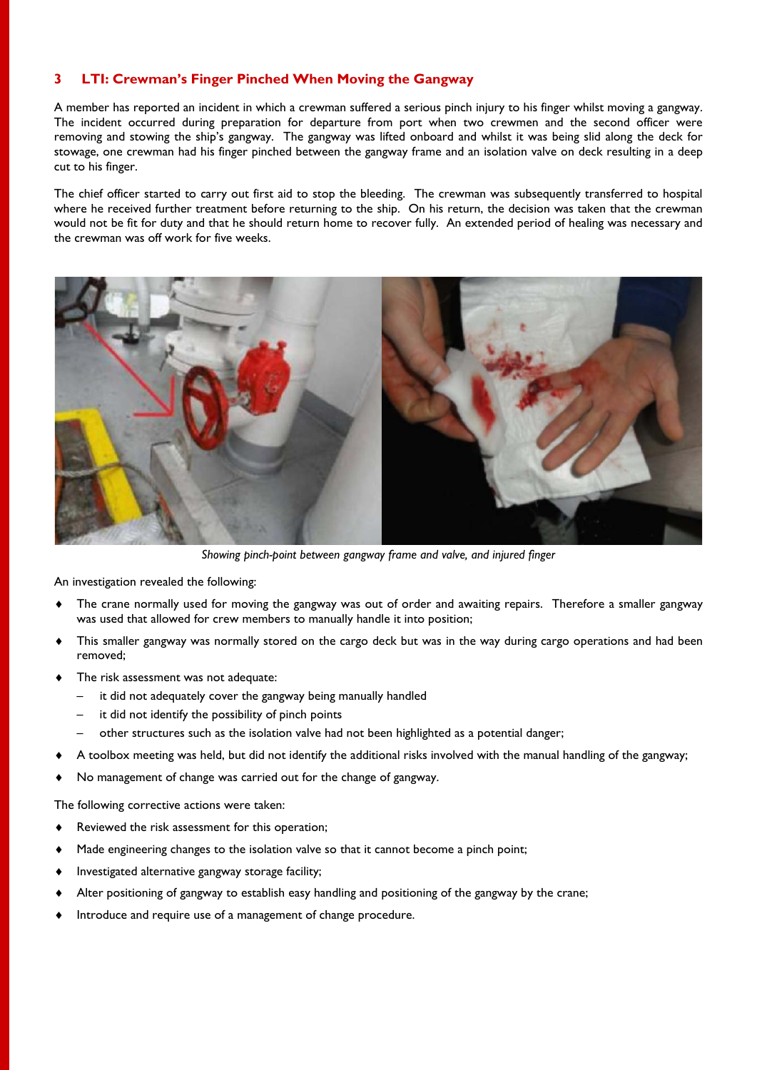## 3 LTI: Crewman's Finger Pinched When Moving the Gangway

A member has reported an incident in which a crewman suffered a serious pinch injury to his finger whilst moving a gangway. The incident occurred during preparation for departure from port when two crewmen and the second officer were removing and stowing the ship's gangway. The gangway was lifted onboard and whilst it was being slid along the deck for stowage, one crewman had his finger pinched between the gangway frame and an isolation valve on deck resulting in a deep cut to his finger.

The chief officer started to carry out first aid to stop the bleeding. The crewman was subsequently transferred to hospital where he received further treatment before returning to the ship. On his return, the decision was taken that the crewman would not be fit for duty and that he should return home to recover fully. An extended period of healing was necessary and the crewman was off work for five weeks.

*Showing pinch-point between gangway frame and valve, and injured finger*

An investigation revealed the following:

- The crane normally used for moving the gangway was out of order and awaiting repairs. Therefore a smaller gangway was used that allowed for crew members to manually handle it into position;
- This smaller gangway was normally stored on the cargo deck but was in the way during cargo operations and had been removed;
- The risk assessment was not adequate:
  - it did not adequately cover the gangway being manually handled
  - it did not identify the possibility of pinch points
  - other structures such as the isolation valve had not been highlighted as a potential danger;
- A toolbox meeting was held, but did not identify the additional risks involved with the manual handling of the gangway;
- No management of change was carried out for the change of gangway.

The following corrective actions were taken:

- Reviewed the risk assessment for this operation;
- Made engineering changes to the isolation valve so that it cannot become a pinch point;
- Investigated alternative gangway storage facility;
- Alter positioning of gangway to establish easy handling and positioning of the gangway by the crane;
- Introduce and require use of a management of change procedure.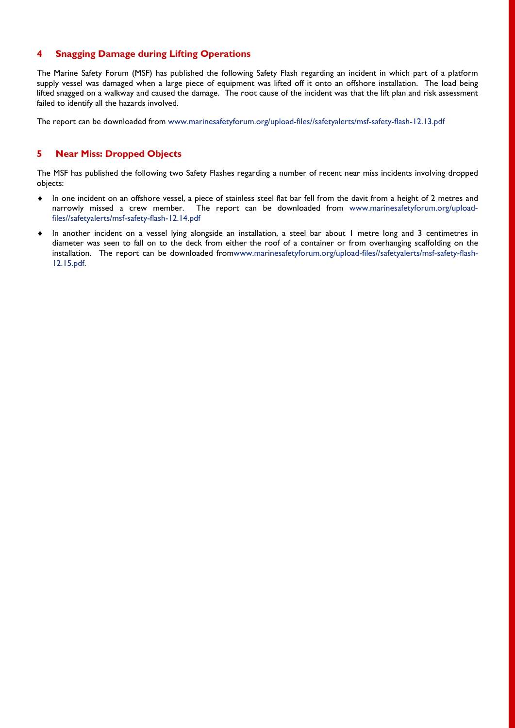## 4 Snagging Damage during Lifting Operations

The Marine Safety Forum (MSF) has published the following Safety Flash regarding an incident in which part of a platform supply vessel was damaged when a large piece of equipment was lifted off it onto an offshore installation. The load being lifted snagged on a walkway and caused the damage. The root cause of the incident was that the lift plan and risk assessment failed to identify all the hazards involved.

The report can be downloaded from www.marinesafetyforum.org/upload-files//safetyalerts/msf-safety-flash-12.13.pdf

## 5 Near Miss: Dropped Objects

The MSF has published the following two Safety Flashes regarding a number of recent near miss incidents involving dropped objects:

- In one incident on an offshore vessel, a piece of stainless steel flat bar fell from the davit from a height of 2 metres and narrowly missed a crew member. The report can be downloaded from www.marinesafetyforum.org/upload-files//safetyalerts/msf-safety-flash-12.14.pdf
- In another incident on a vessel lying alongside an installation, a steel bar about 1 metre long and 3 centimetres in diameter was seen to fall on to the deck from either the roof of a container or from overhanging scaffolding on the installation. The report can be downloaded fromwww.marinesafetyforum.org/upload-files//safetyalerts/msf-safety-flash-12.15.pdf.